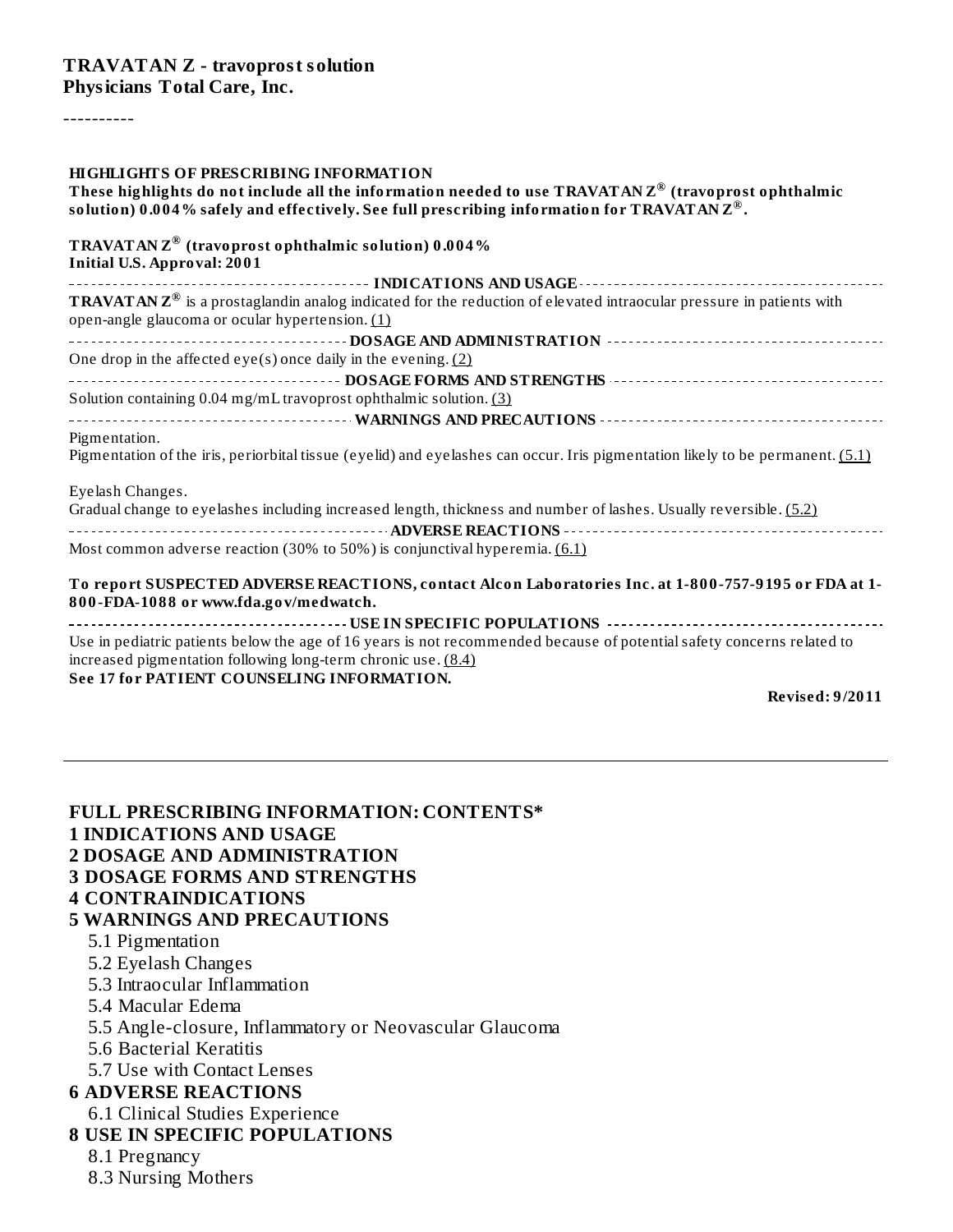**TRAVATAN Z - travoprost solution**
**Physicians Total Care, Inc.**

----------

**HIGHLIGHTS OF PRESCRIBING INFORMATION**
**These highlights do not include all the information needed to use TRAVATAN Z® (travoprost ophthalmic solution) 0.004% safely and effectively. See full prescribing information for TRAVATAN Z®.**

**TRAVATAN Z® (travoprost ophthalmic solution) 0.004%**
**Initial U.S. Approval: 2001**

**INDICATIONS AND USAGE**

**TRAVATAN Z®** is a prostaglandin analog indicated for the reduction of elevated intraocular pressure in patients with open-angle glaucoma or ocular hypertension. (1)

**DOSAGE AND ADMINISTRATION**

One drop in the affected eye(s) once daily in the evening. (2)

**DOSAGE FORMS AND STRENGTHS**

Solution containing 0.04 mg/mL travoprost ophthalmic solution. (3)

**WARNINGS AND PRECAUTIONS**

Pigmentation.
Pigmentation of the iris, periorbital tissue (eyelid) and eyelashes can occur. Iris pigmentation likely to be permanent. (5.1)

Eyelash Changes.
Gradual change to eyelashes including increased length, thickness and number of lashes. Usually reversible. (5.2)

**ADVERSE REACTIONS**

Most common adverse reaction (30% to 50%) is conjunctival hyperemia. (6.1)

**To report SUSPECTED ADVERSE REACTIONS, contact Alcon Laboratories Inc. at 1-800-757-9195 or FDA at 1-800-FDA-1088 or www.fda.gov/medwatch.**

**USE IN SPECIFIC POPULATIONS**

Use in pediatric patients below the age of 16 years is not recommended because of potential safety concerns related to increased pigmentation following long-term chronic use. (8.4)

**See 17 for PATIENT COUNSELING INFORMATION.**

**Revised: 9/2011**

---

**FULL PRESCRIBING INFORMATION: CONTENTS***

**1 INDICATIONS AND USAGE**
**2 DOSAGE AND ADMINISTRATION**
**3 DOSAGE FORMS AND STRENGTHS**
**4 CONTRAINDICATIONS**
**5 WARNINGS AND PRECAUTIONS**
- 5.1 Pigmentation
- 5.2 Eyelash Changes
- 5.3 Intraocular Inflammation
- 5.4 Macular Edema
- 5.5 Angle-closure, Inflammatory or Neovascular Glaucoma
- 5.6 Bacterial Keratitis
- 5.7 Use with Contact Lenses

**6 ADVERSE REACTIONS**
- 6.1 Clinical Studies Experience

**8 USE IN SPECIFIC POPULATIONS**
- 8.1 Pregnancy
- 8.3 Nursing Mothers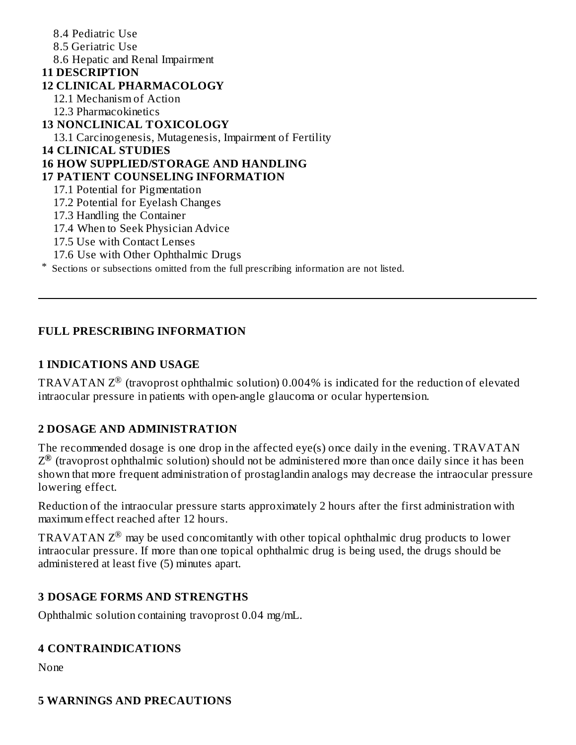8.4 Pediatric Use
8.5 Geriatric Use
8.6 Hepatic and Renal Impairment

**11 DESCRIPTION**

**12 CLINICAL PHARMACOLOGY**

12.1 Mechanism of Action
12.3 Pharmacokinetics

**13 NONCLINICAL TOXICOLOGY**

13.1 Carcinogenesis, Mutagenesis, Impairment of Fertility

**14 CLINICAL STUDIES**

**16 HOW SUPPLIED/STORAGE AND HANDLING**

**17 PATIENT COUNSELING INFORMATION**

17.1 Potential for Pigmentation
17.2 Potential for Eyelash Changes
17.3 Handling the Container
17.4 When to Seek Physician Advice
17.5 Use with Contact Lenses
17.6 Use with Other Ophthalmic Drugs

* Sections or subsections omitted from the full prescribing information are not listed.

---

## FULL PRESCRIBING INFORMATION

## 1 INDICATIONS AND USAGE

TRAVATAN Z® (travoprost ophthalmic solution) 0.004% is indicated for the reduction of elevated intraocular pressure in patients with open-angle glaucoma or ocular hypertension.

## 2 DOSAGE AND ADMINISTRATION

The recommended dosage is one drop in the affected eye(s) once daily in the evening. TRAVATAN Z® (travoprost ophthalmic solution) should not be administered more than once daily since it has been shown that more frequent administration of prostaglandin analogs may decrease the intraocular pressure lowering effect.

Reduction of the intraocular pressure starts approximately 2 hours after the first administration with maximum effect reached after 12 hours.

TRAVATAN Z® may be used concomitantly with other topical ophthalmic drug products to lower intraocular pressure. If more than one topical ophthalmic drug is being used, the drugs should be administered at least five (5) minutes apart.

## 3 DOSAGE FORMS AND STRENGTHS

Ophthalmic solution containing travoprost 0.04 mg/mL.

## 4 CONTRAINDICATIONS

None

## 5 WARNINGS AND PRECAUTIONS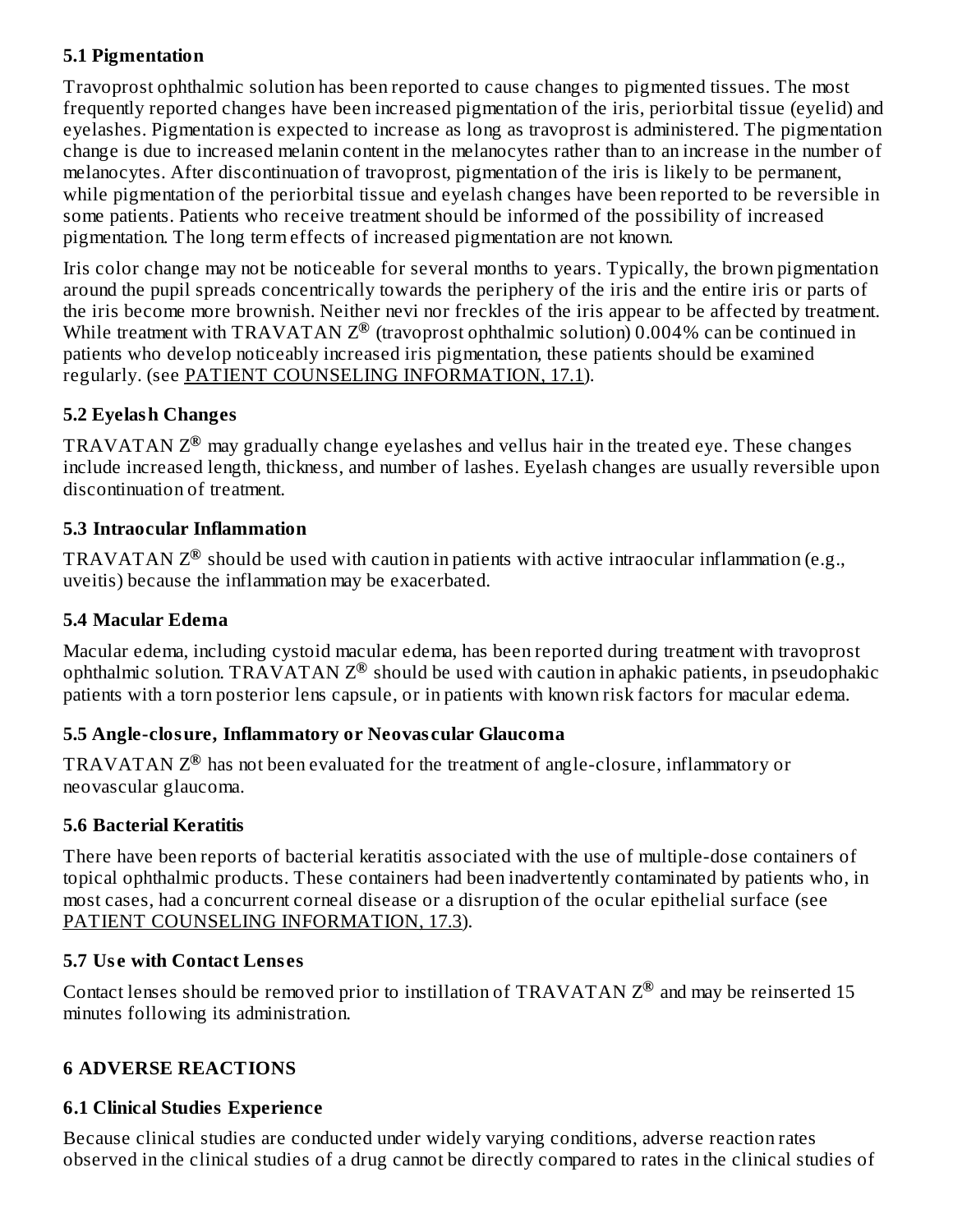### 5.1 Pigmentation

Travoprost ophthalmic solution has been reported to cause changes to pigmented tissues. The most frequently reported changes have been increased pigmentation of the iris, periorbital tissue (eyelid) and eyelashes. Pigmentation is expected to increase as long as travoprost is administered. The pigmentation change is due to increased melanin content in the melanocytes rather than to an increase in the number of melanocytes. After discontinuation of travoprost, pigmentation of the iris is likely to be permanent, while pigmentation of the periorbital tissue and eyelash changes have been reported to be reversible in some patients. Patients who receive treatment should be informed of the possibility of increased pigmentation. The long term effects of increased pigmentation are not known.

Iris color change may not be noticeable for several months to years. Typically, the brown pigmentation around the pupil spreads concentrically towards the periphery of the iris and the entire iris or parts of the iris become more brownish. Neither nevi nor freckles of the iris appear to be affected by treatment. While treatment with TRAVATAN Z® (travoprost ophthalmic solution) 0.004% can be continued in patients who develop noticeably increased iris pigmentation, these patients should be examined regularly. (see PATIENT COUNSELING INFORMATION, 17.1).

### 5.2 Eyelash Changes

TRAVATAN Z® may gradually change eyelashes and vellus hair in the treated eye. These changes include increased length, thickness, and number of lashes. Eyelash changes are usually reversible upon discontinuation of treatment.

### 5.3 Intraocular Inflammation

TRAVATAN Z® should be used with caution in patients with active intraocular inflammation (e.g., uveitis) because the inflammation may be exacerbated.

### 5.4 Macular Edema

Macular edema, including cystoid macular edema, has been reported during treatment with travoprost ophthalmic solution. TRAVATAN Z® should be used with caution in aphakic patients, in pseudophakic patients with a torn posterior lens capsule, or in patients with known risk factors for macular edema.

### 5.5 Angle-closure, Inflammatory or Neovascular Glaucoma

TRAVATAN Z® has not been evaluated for the treatment of angle-closure, inflammatory or neovascular glaucoma.

### 5.6 Bacterial Keratitis

There have been reports of bacterial keratitis associated with the use of multiple-dose containers of topical ophthalmic products. These containers had been inadvertently contaminated by patients who, in most cases, had a concurrent corneal disease or a disruption of the ocular epithelial surface (see PATIENT COUNSELING INFORMATION, 17.3).

### 5.7 Use with Contact Lenses

Contact lenses should be removed prior to instillation of TRAVATAN Z® and may be reinserted 15 minutes following its administration.

## 6 ADVERSE REACTIONS

### 6.1 Clinical Studies Experience

Because clinical studies are conducted under widely varying conditions, adverse reaction rates observed in the clinical studies of a drug cannot be directly compared to rates in the clinical studies of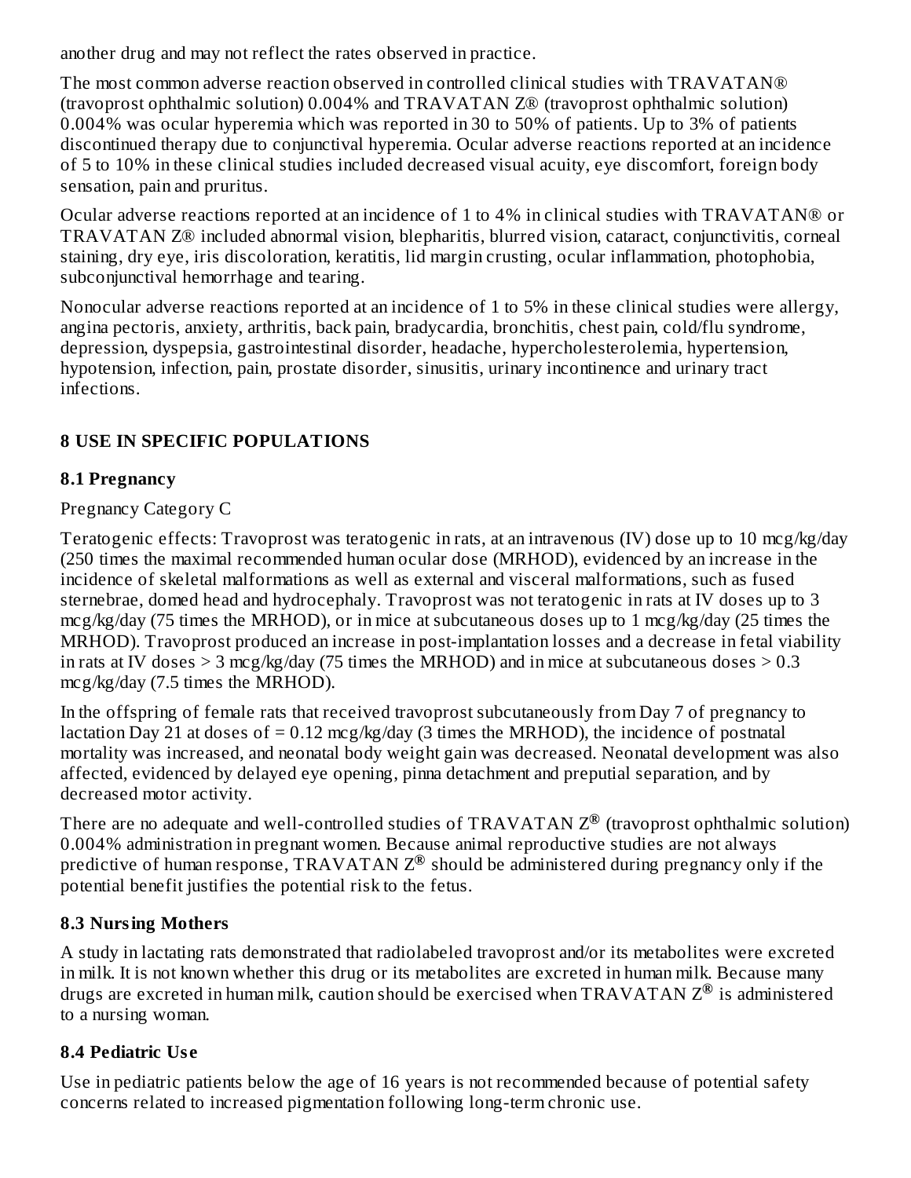another drug and may not reflect the rates observed in practice.

The most common adverse reaction observed in controlled clinical studies with TRAVATAN® (travoprost ophthalmic solution) 0.004% and TRAVATAN Z® (travoprost ophthalmic solution) 0.004% was ocular hyperemia which was reported in 30 to 50% of patients. Up to 3% of patients discontinued therapy due to conjunctival hyperemia. Ocular adverse reactions reported at an incidence of 5 to 10% in these clinical studies included decreased visual acuity, eye discomfort, foreign body sensation, pain and pruritus.

Ocular adverse reactions reported at an incidence of 1 to 4% in clinical studies with TRAVATAN® or TRAVATAN Z® included abnormal vision, blepharitis, blurred vision, cataract, conjunctivitis, corneal staining, dry eye, iris discoloration, keratitis, lid margin crusting, ocular inflammation, photophobia, subconjunctival hemorrhage and tearing.

Nonocular adverse reactions reported at an incidence of 1 to 5% in these clinical studies were allergy, angina pectoris, anxiety, arthritis, back pain, bradycardia, bronchitis, chest pain, cold/flu syndrome, depression, dyspepsia, gastrointestinal disorder, headache, hypercholesterolemia, hypertension, hypotension, infection, pain, prostate disorder, sinusitis, urinary incontinence and urinary tract infections.

## 8 USE IN SPECIFIC POPULATIONS

### 8.1 Pregnancy

Pregnancy Category C

Teratogenic effects: Travoprost was teratogenic in rats, at an intravenous (IV) dose up to 10 mcg/kg/day (250 times the maximal recommended human ocular dose (MRHOD), evidenced by an increase in the incidence of skeletal malformations as well as external and visceral malformations, such as fused sternebrae, domed head and hydrocephaly. Travoprost was not teratogenic in rats at IV doses up to 3 mcg/kg/day (75 times the MRHOD), or in mice at subcutaneous doses up to 1 mcg/kg/day (25 times the MRHOD). Travoprost produced an increase in post-implantation losses and a decrease in fetal viability in rats at IV doses > 3 mcg/kg/day (75 times the MRHOD) and in mice at subcutaneous doses > 0.3 mcg/kg/day (7.5 times the MRHOD).

In the offspring of female rats that received travoprost subcutaneously from Day 7 of pregnancy to lactation Day 21 at doses of = 0.12 mcg/kg/day (3 times the MRHOD), the incidence of postnatal mortality was increased, and neonatal body weight gain was decreased. Neonatal development was also affected, evidenced by delayed eye opening, pinna detachment and preputial separation, and by decreased motor activity.

There are no adequate and well-controlled studies of TRAVATAN Z® (travoprost ophthalmic solution) 0.004% administration in pregnant women. Because animal reproductive studies are not always predictive of human response, TRAVATAN Z® should be administered during pregnancy only if the potential benefit justifies the potential risk to the fetus.

### 8.3 Nursing Mothers

A study in lactating rats demonstrated that radiolabeled travoprost and/or its metabolites were excreted in milk. It is not known whether this drug or its metabolites are excreted in human milk. Because many drugs are excreted in human milk, caution should be exercised when TRAVATAN Z® is administered to a nursing woman.

### 8.4 Pediatric Use

Use in pediatric patients below the age of 16 years is not recommended because of potential safety concerns related to increased pigmentation following long-term chronic use.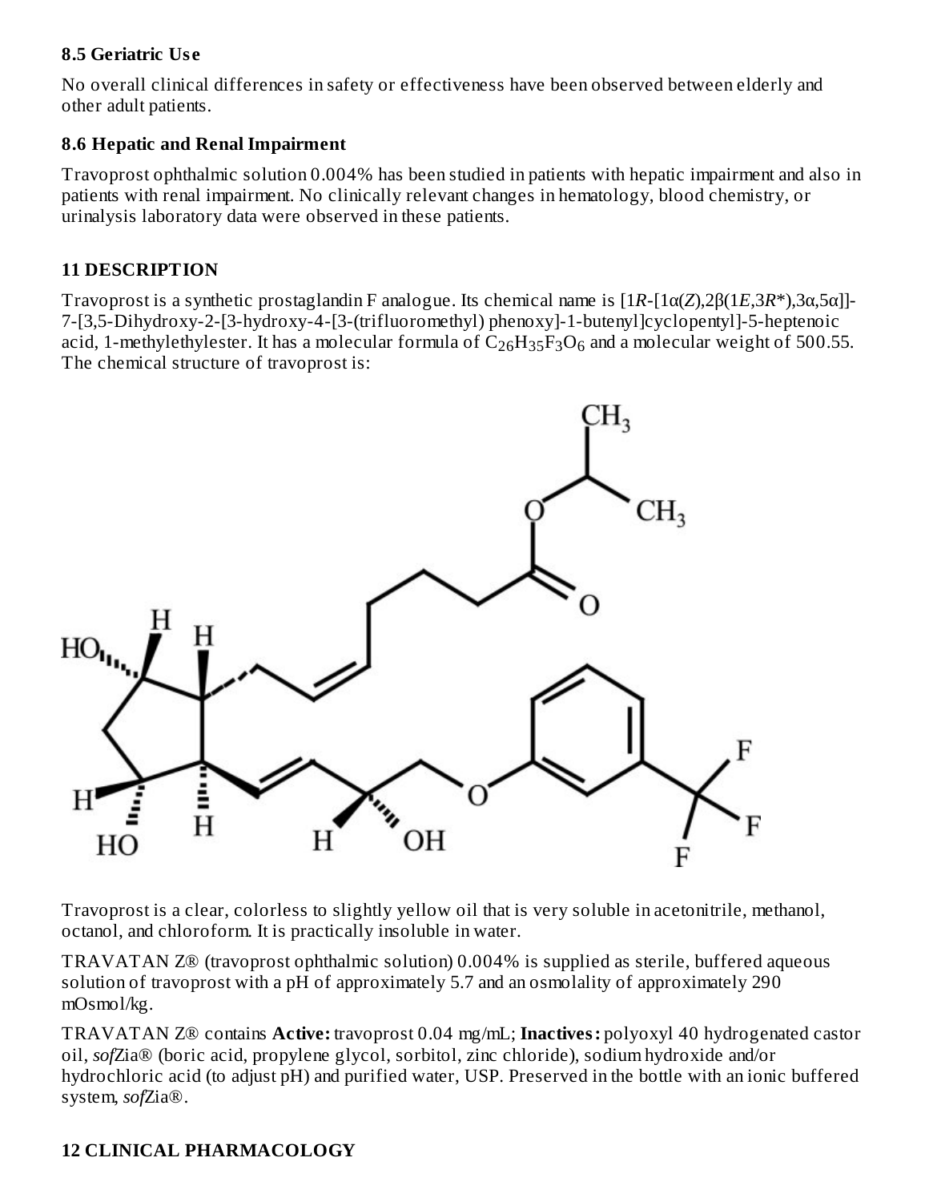### 8.5 Geriatric Use

No overall clinical differences in safety or effectiveness have been observed between elderly and other adult patients.

### 8.6 Hepatic and Renal Impairment

Travoprost ophthalmic solution 0.004% has been studied in patients with hepatic impairment and also in patients with renal impairment. No clinically relevant changes in hematology, blood chemistry, or urinalysis laboratory data were observed in these patients.

## 11 DESCRIPTION

Travoprost is a synthetic prostaglandin F analogue. Its chemical name is [1*R*-[1α(*Z*),2β(1*E*,3*R**),3α,5α]]-7-[3,5-Dihydroxy-2-[3-hydroxy-4-[3-(trifluoromethyl) phenoxy]-1-butenyl]cyclopentyl]-5-heptenoic acid, 1-methylethylester. It has a molecular formula of $C_{26}H_{35}F_3O_6$ and a molecular weight of 500.55. The chemical structure of travoprost is:

Travoprost is a clear, colorless to slightly yellow oil that is very soluble in acetonitrile, methanol, octanol, and chloroform. It is practically insoluble in water.

TRAVATAN Z® (travoprost ophthalmic solution) 0.004% is supplied as sterile, buffered aqueous solution of travoprost with a pH of approximately 5.7 and an osmolality of approximately 290 mOsmol/kg.

TRAVATAN Z® contains **Active:** travoprost 0.04 mg/mL; **Inactives:** polyoxyl 40 hydrogenated castor oil, *sof*Zia® (boric acid, propylene glycol, sorbitol, zinc chloride), sodium hydroxide and/or hydrochloric acid (to adjust pH) and purified water, USP. Preserved in the bottle with an ionic buffered system, *sof*Zia®.

## 12 CLINICAL PHARMACOLOGY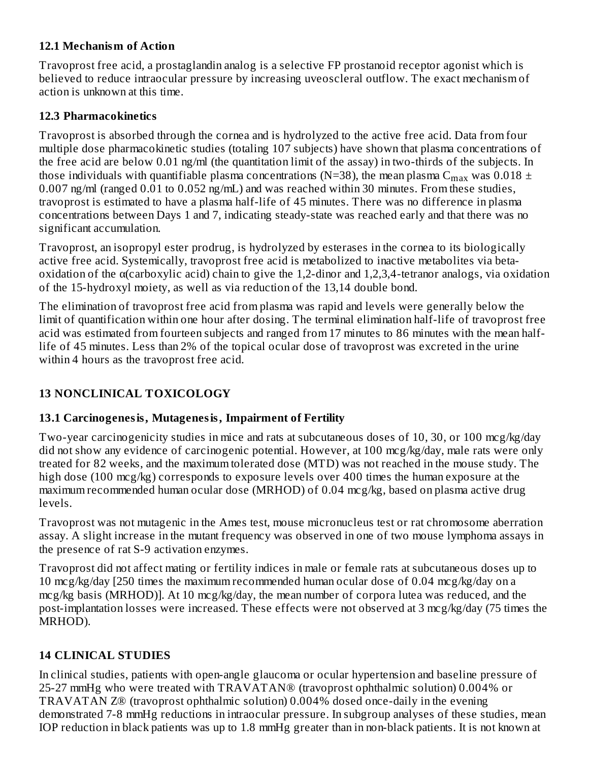### 12.1 Mechanism of Action

Travoprost free acid, a prostaglandin analog is a selective FP prostanoid receptor agonist which is believed to reduce intraocular pressure by increasing uveoscleral outflow. The exact mechanism of action is unknown at this time.

### 12.3 Pharmacokinetics

Travoprost is absorbed through the cornea and is hydrolyzed to the active free acid. Data from four multiple dose pharmacokinetic studies (totaling 107 subjects) have shown that plasma concentrations of the free acid are below 0.01 ng/ml (the quantitation limit of the assay) in two-thirds of the subjects. In those individuals with quantifiable plasma concentrations (N=38), the mean plasma $C_{max}$ was 0.018 ± 0.007 ng/ml (ranged 0.01 to 0.052 ng/mL) and was reached within 30 minutes. From these studies, travoprost is estimated to have a plasma half-life of 45 minutes. There was no difference in plasma concentrations between Days 1 and 7, indicating steady-state was reached early and that there was no significant accumulation.

Travoprost, an isopropyl ester prodrug, is hydrolyzed by esterases in the cornea to its biologically active free acid. Systemically, travoprost free acid is metabolized to inactive metabolites via beta-oxidation of the α(carboxylic acid) chain to give the 1,2-dinor and 1,2,3,4-tetranor analogs, via oxidation of the 15-hydroxyl moiety, as well as via reduction of the 13,14 double bond.

The elimination of travoprost free acid from plasma was rapid and levels were generally below the limit of quantification within one hour after dosing. The terminal elimination half-life of travoprost free acid was estimated from fourteen subjects and ranged from 17 minutes to 86 minutes with the mean half-life of 45 minutes. Less than 2% of the topical ocular dose of travoprost was excreted in the urine within 4 hours as the travoprost free acid.

## 13 NONCLINICAL TOXICOLOGY

### 13.1 Carcinogenesis, Mutagenesis, Impairment of Fertility

Two-year carcinogenicity studies in mice and rats at subcutaneous doses of 10, 30, or 100 mcg/kg/day did not show any evidence of carcinogenic potential. However, at 100 mcg/kg/day, male rats were only treated for 82 weeks, and the maximum tolerated dose (MTD) was not reached in the mouse study. The high dose (100 mcg/kg) corresponds to exposure levels over 400 times the human exposure at the maximum recommended human ocular dose (MRHOD) of 0.04 mcg/kg, based on plasma active drug levels.

Travoprost was not mutagenic in the Ames test, mouse micronucleus test or rat chromosome aberration assay. A slight increase in the mutant frequency was observed in one of two mouse lymphoma assays in the presence of rat S-9 activation enzymes.

Travoprost did not affect mating or fertility indices in male or female rats at subcutaneous doses up to 10 mcg/kg/day [250 times the maximum recommended human ocular dose of 0.04 mcg/kg/day on a mcg/kg basis (MRHOD)]. At 10 mcg/kg/day, the mean number of corpora lutea was reduced, and the post-implantation losses were increased. These effects were not observed at 3 mcg/kg/day (75 times the MRHOD).

## 14 CLINICAL STUDIES

In clinical studies, patients with open-angle glaucoma or ocular hypertension and baseline pressure of 25-27 mmHg who were treated with TRAVATAN® (travoprost ophthalmic solution) 0.004% or TRAVATAN Z® (travoprost ophthalmic solution) 0.004% dosed once-daily in the evening demonstrated 7-8 mmHg reductions in intraocular pressure. In subgroup analyses of these studies, mean IOP reduction in black patients was up to 1.8 mmHg greater than in non-black patients. It is not known at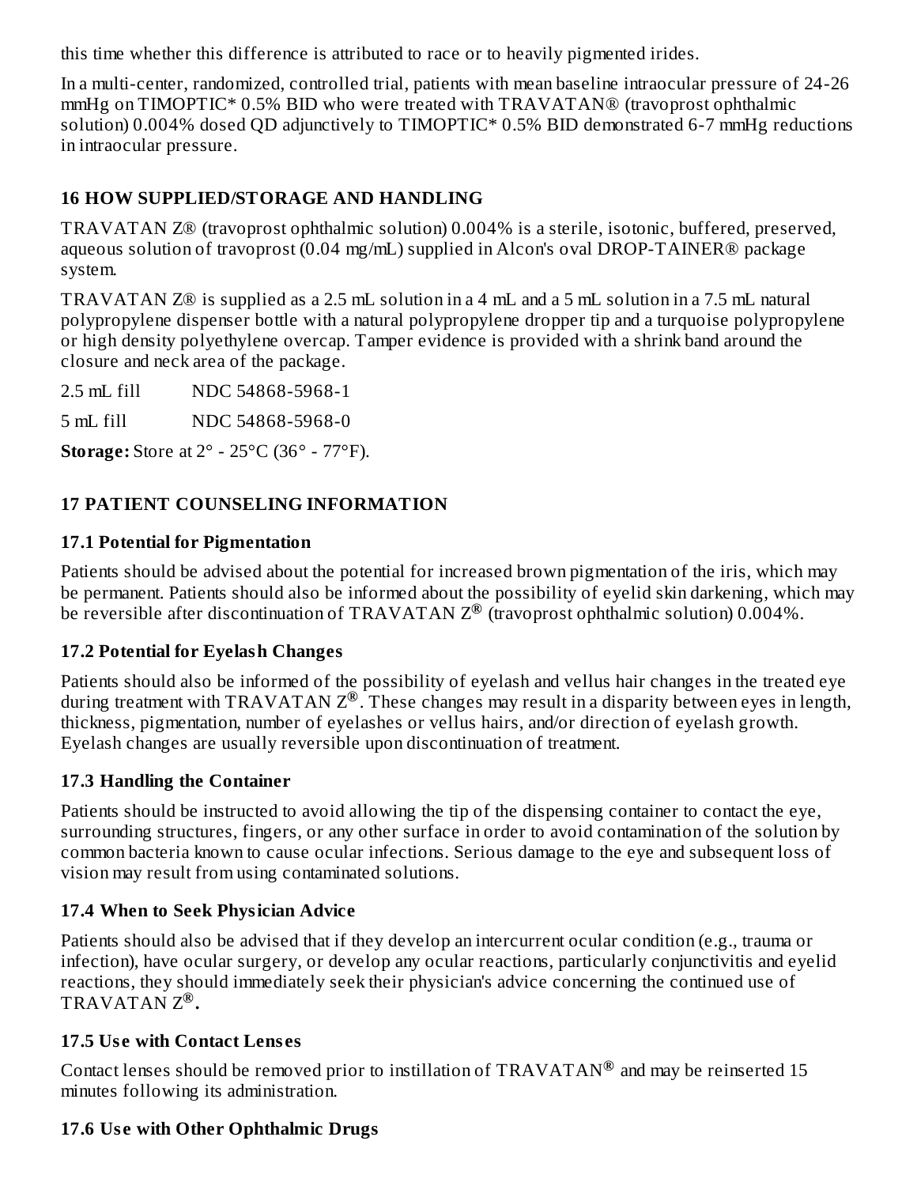this time whether this difference is attributed to race or to heavily pigmented irides.

In a multi-center, randomized, controlled trial, patients with mean baseline intraocular pressure of 24-26 mmHg on TIMOPTIC* 0.5% BID who were treated with TRAVATAN® (travoprost ophthalmic solution) 0.004% dosed QD adjunctively to TIMOPTIC* 0.5% BID demonstrated 6-7 mmHg reductions in intraocular pressure.

## 16 HOW SUPPLIED/STORAGE AND HANDLING

TRAVATAN Z® (travoprost ophthalmic solution) 0.004% is a sterile, isotonic, buffered, preserved, aqueous solution of travoprost (0.04 mg/mL) supplied in Alcon's oval DROP-TAINER® package system.

TRAVATAN Z® is supplied as a 2.5 mL solution in a 4 mL and a 5 mL solution in a 7.5 mL natural polypropylene dispenser bottle with a natural polypropylene dropper tip and a turquoise polypropylene or high density polyethylene overcap. Tamper evidence is provided with a shrink band around the closure and neck area of the package.

| | |
|---|---|
| 2.5 mL fill | NDC 54868-5968-1 |
| 5 mL fill | NDC 54868-5968-0 |

**Storage:** Store at 2° - 25°C (36° - 77°F).

## 17 PATIENT COUNSELING INFORMATION

### 17.1 Potential for Pigmentation

Patients should be advised about the potential for increased brown pigmentation of the iris, which may be permanent. Patients should also be informed about the possibility of eyelid skin darkening, which may be reversible after discontinuation of TRAVATAN Z® (travoprost ophthalmic solution) 0.004%.

### 17.2 Potential for Eyelash Changes

Patients should also be informed of the possibility of eyelash and vellus hair changes in the treated eye during treatment with TRAVATAN Z®. These changes may result in a disparity between eyes in length, thickness, pigmentation, number of eyelashes or vellus hairs, and/or direction of eyelash growth. Eyelash changes are usually reversible upon discontinuation of treatment.

### 17.3 Handling the Container

Patients should be instructed to avoid allowing the tip of the dispensing container to contact the eye, surrounding structures, fingers, or any other surface in order to avoid contamination of the solution by common bacteria known to cause ocular infections. Serious damage to the eye and subsequent loss of vision may result from using contaminated solutions.

### 17.4 When to Seek Physician Advice

Patients should also be advised that if they develop an intercurrent ocular condition (e.g., trauma or infection), have ocular surgery, or develop any ocular reactions, particularly conjunctivitis and eyelid reactions, they should immediately seek their physician's advice concerning the continued use of TRAVATAN Z®.

### 17.5 Use with Contact Lenses

Contact lenses should be removed prior to instillation of TRAVATAN® and may be reinserted 15 minutes following its administration.

### 17.6 Use with Other Ophthalmic Drugs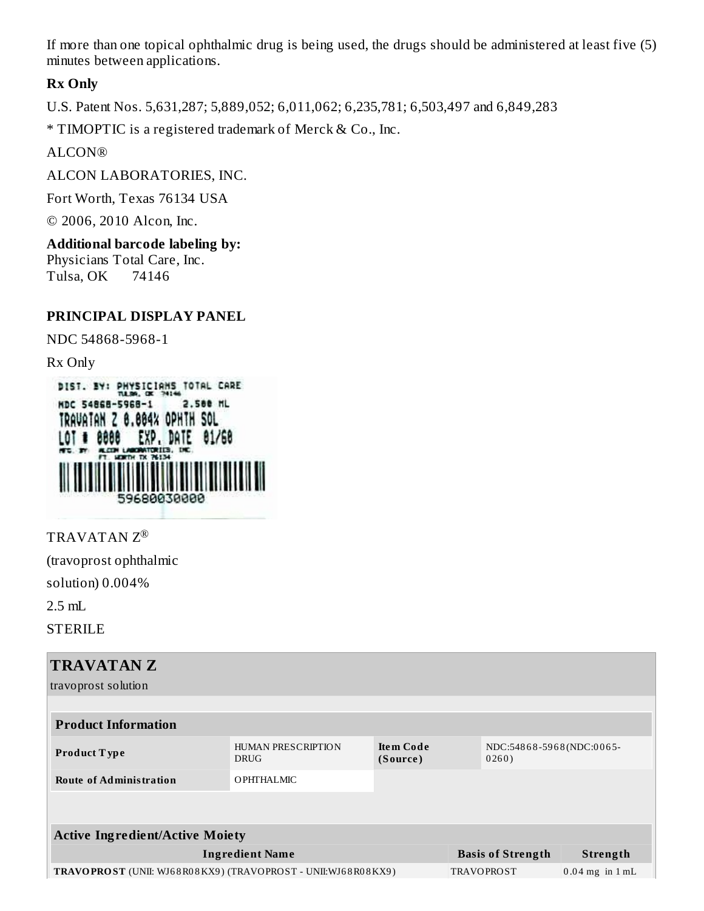If more than one topical ophthalmic drug is being used, the drugs should be administered at least five (5) minutes between applications.

**Rx Only**

U.S. Patent Nos. 5,631,287; 5,889,052; 6,011,062; 6,235,781; 6,503,497 and 6,849,283

* TIMOPTIC is a registered trademark of Merck & Co., Inc.

ALCON®

ALCON LABORATORIES, INC.

Fort Worth, Texas 76134 USA

© 2006, 2010 Alcon, Inc.

**Additional barcode labeling by:**
Physicians Total Care, Inc.
Tulsa, OK 74146

## PRINCIPAL DISPLAY PANEL

NDC 54868-5968-1

Rx Only

DIST. BY: PHYSICIANS TOTAL CARE
TULSA, OK 74146
NDC 54868-5968-1 2.500 ML
TRAVATAN Z 0.004% OPHTH SOL
LOT # 0000 EXP. DATE 01/60
MFG. BY: ALCON LABORATORIES, INC.
FT. WORTH TX 76134
59680030000

TRAVATAN Z®

(travoprost ophthalmic

solution) 0.004%

2.5 mL

STERILE

## TRAVATAN Z

travoprost solution

| Product Information | | | |
|---|---|---|---|
| **Product Type** | HUMAN PRESCRIPTION DRUG | **Item Code (Source)** | NDC:54868-5968(NDC:0065-0260) |
| **Route of Administration** | OPHTHALMIC | | |

| Active Ingredient/Active Moiety | | |
|---|---|---|
| **Ingredient Name** | **Basis of Strength** | **Strength** |
| **TRAVOPROST** (UNII: WJ68R08KX9) (TRAVOPROST - UNII:WJ68R08KX9) | TRAVOPROST | 0.04 mg in 1 mL |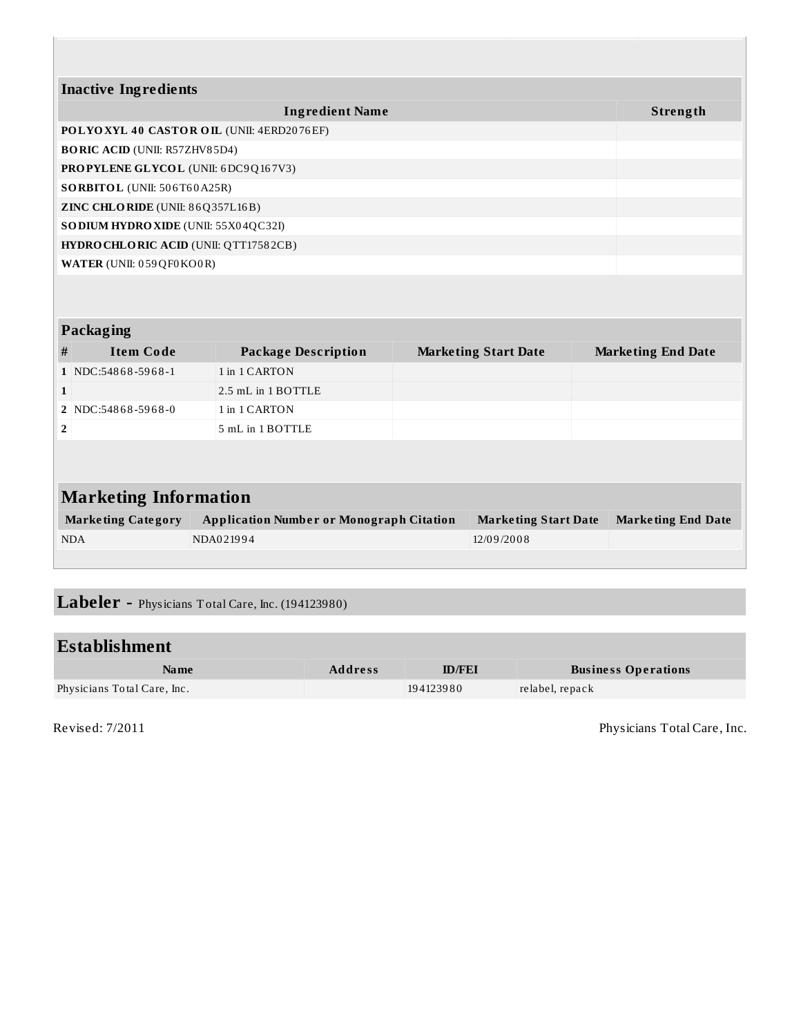### Inactive Ingredients

| Ingredient Name | Strength |
|---|---|
| **POLYOXYL 40 CASTOR OIL** (UNII: 4ERD2076EF) | |
| **BORIC ACID** (UNII: R57ZHV85D4) | |
| **PROPYLENE GLYCOL** (UNII: 6DC9Q167V3) | |
| **SORBITOL** (UNII: 506T60A25R) | |
| **ZINC CHLORIDE** (UNII: 86Q357L16B) | |
| **SODIUM HYDROXIDE** (UNII: 55X04QC32I) | |
| **HYDROCHLORIC ACID** (UNII: QTT17582CB) | |
| **WATER** (UNII: 059QF0KO0R) | |

### Packaging

| # | Item Code | Package Description | Marketing Start Date | Marketing End Date |
|---|---|---|---|---|
| 1 | NDC:54868-5968-1 | 1 in 1 CARTON | | |
| 1 | | 2.5 mL in 1 BOTTLE | | |
| 2 | NDC:54868-5968-0 | 1 in 1 CARTON | | |
| 2 | | 5 mL in 1 BOTTLE | | |

## Marketing Information

| Marketing Category | Application Number or Monograph Citation | Marketing Start Date | Marketing End Date |
|---|---|---|---|
| NDA | NDA021994 | 12/09/2008 | |

## Labeler - Physicians Total Care, Inc. (194123980)

## Establishment

| Name | Address | ID/FEI | Business Operations |
|---|---|---|---|
| Physicians Total Care, Inc. | | 194123980 | relabel, repack |

Revised: 7/2011

Physicians Total Care, Inc.